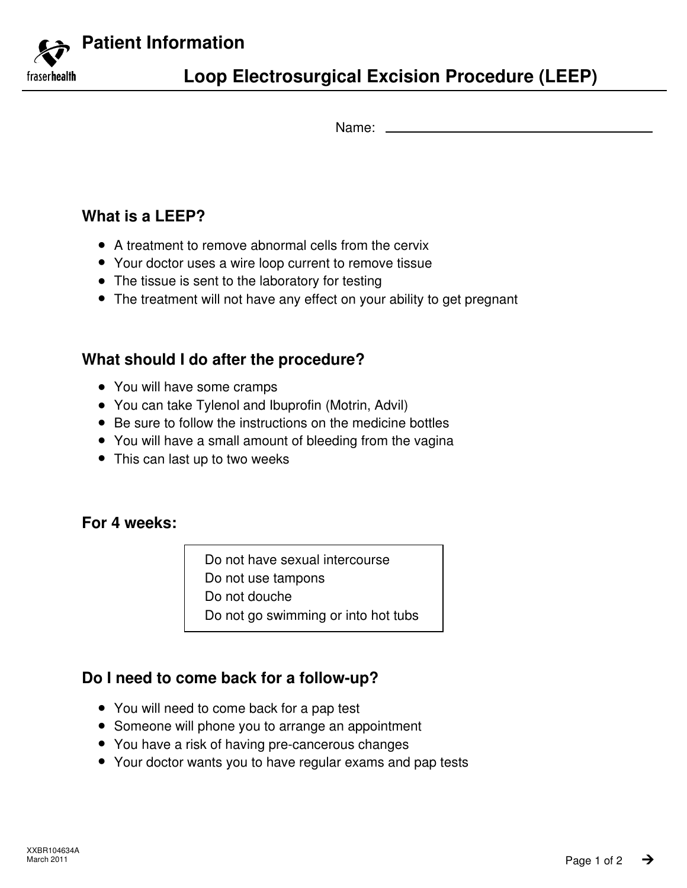# Patient Information

## Loop Electrosurgical Excision Procedure (LEEP)

Name: ______________________________

### What is a LEEP?

- A treatment to remove abnormal cells from the cervix
- Your doctor uses a wire loop current to remove tissue
- The tissue is sent to the laboratory for testing
- The treatment will not have any effect on your ability to get pregnant

### What should I do after the procedure?

- You will have some cramps
- You can take Tylenol and Ibuprofin (Motrin, Advil)
- Be sure to follow the instructions on the medicine bottles
- You will have a small amount of bleeding from the vagina
- This can last up to two weeks

### For 4 weeks:

Do not have sexual intercourse
Do not use tampons
Do not douche
Do not go swimming or into hot tubs

### Do I need to come back for a follow-up?

- You will need to come back for a pap test
- Someone will phone you to arrange an appointment
- You have a risk of having pre-cancerous changes
- Your doctor wants you to have regular exams and pap tests

XXBR104634A
March 2011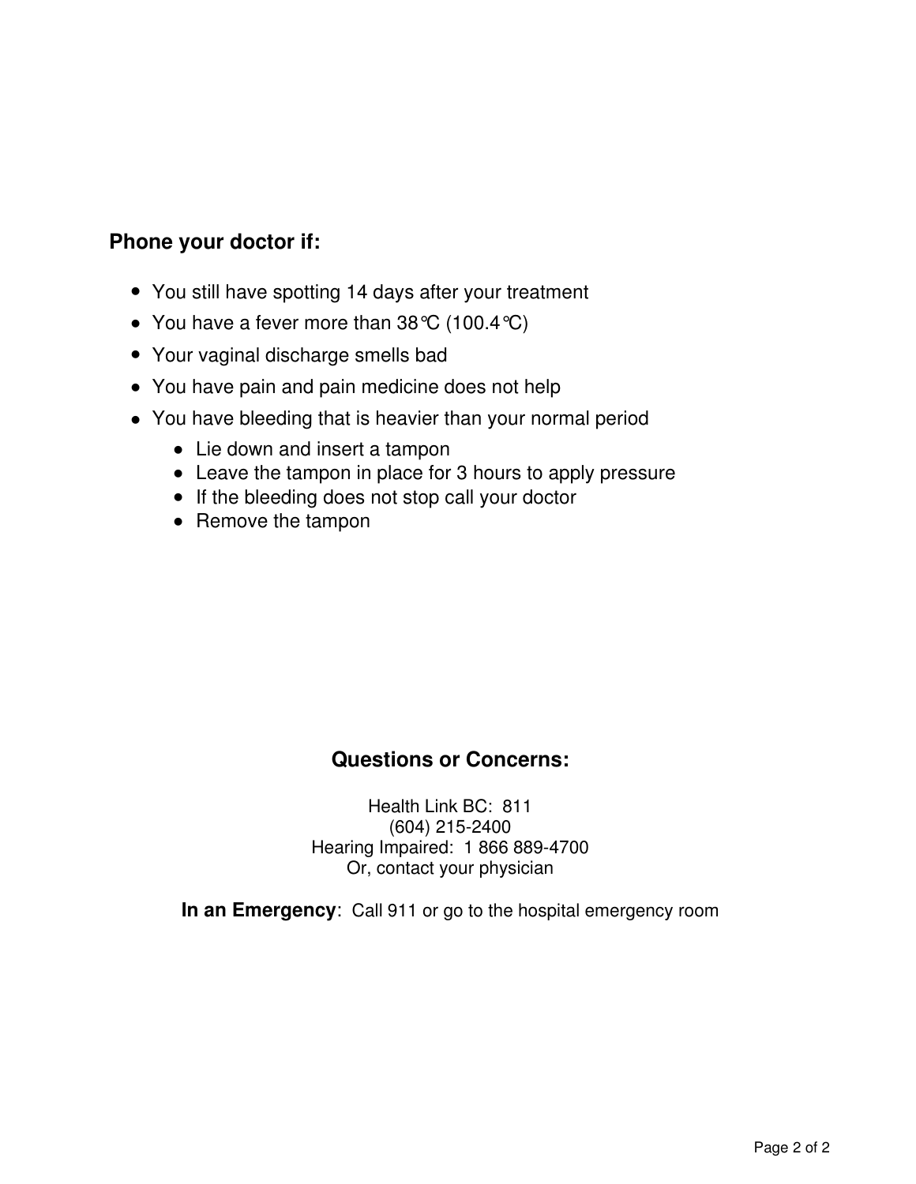## Phone your doctor if:

- You still have spotting 14 days after your treatment
- You have a fever more than 38℃ (100.4℃)
- Your vaginal discharge smells bad
- You have pain and pain medicine does not help
- You have bleeding that is heavier than your normal period
  - Lie down and insert a tampon
  - Leave the tampon in place for 3 hours to apply pressure
  - If the bleeding does not stop call your doctor
  - Remove the tampon

## Questions or Concerns:

Health Link BC: 811
(604) 215-2400
Hearing Impaired: 1 866 889-4700
Or, contact your physician

**In an Emergency**: Call 911 or go to the hospital emergency room